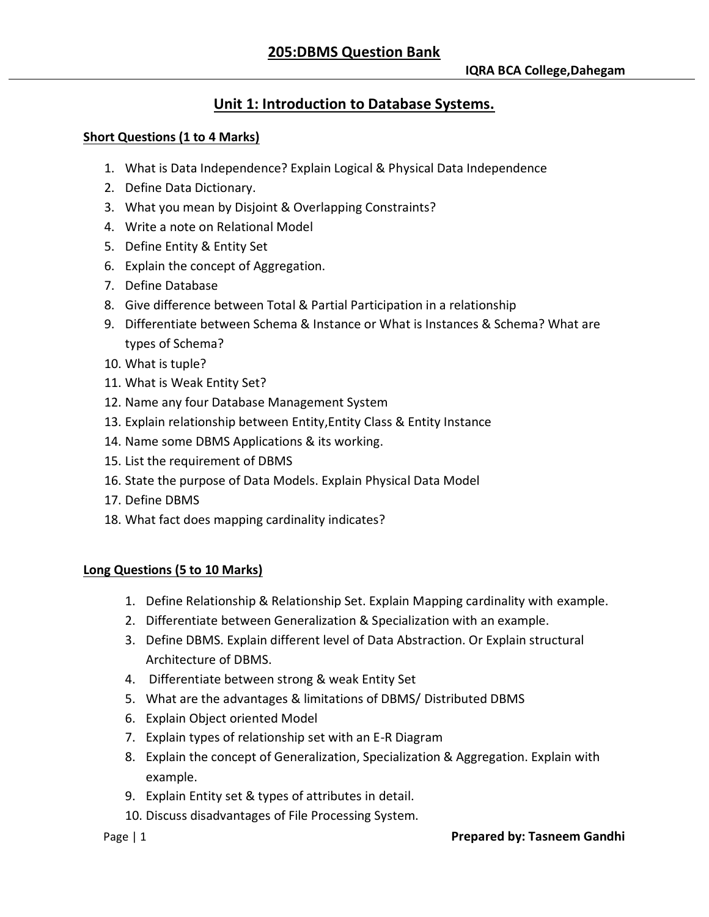# 205:DBMS Question Bank

**IQRA BCA College,Dahegam**

## Unit 1: Introduction to Database Systems.

### Short Questions (1 to 4 Marks)

1. What is Data Independence? Explain Logical & Physical Data Independence
2. Define Data Dictionary.
3. What you mean by Disjoint & Overlapping Constraints?
4. Write a note on Relational Model
5. Define Entity & Entity Set
6. Explain the concept of Aggregation.
7. Define Database
8. Give difference between Total & Partial Participation in a relationship
9. Differentiate between Schema & Instance or What is Instances & Schema? What are types of Schema?
10. What is tuple?
11. What is Weak Entity Set?
12. Name any four Database Management System
13. Explain relationship between Entity,Entity Class & Entity Instance
14. Name some DBMS Applications & its working.
15. List the requirement of DBMS
16. State the purpose of Data Models. Explain Physical Data Model
17. Define DBMS
18. What fact does mapping cardinality indicates?

### Long Questions (5 to 10 Marks)

1. Define Relationship & Relationship Set. Explain Mapping cardinality with example.
2. Differentiate between Generalization & Specialization with an example.
3. Define DBMS. Explain different level of Data Abstraction. Or Explain structural Architecture of DBMS.
4. Differentiate between strong & weak Entity Set
5. What are the advantages & limitations of DBMS/ Distributed DBMS
6. Explain Object oriented Model
7. Explain types of relationship set with an E-R Diagram
8. Explain the concept of Generalization, Specialization & Aggregation. Explain with example.
9. Explain Entity set & types of attributes in detail.
10. Discuss disadvantages of File Processing System.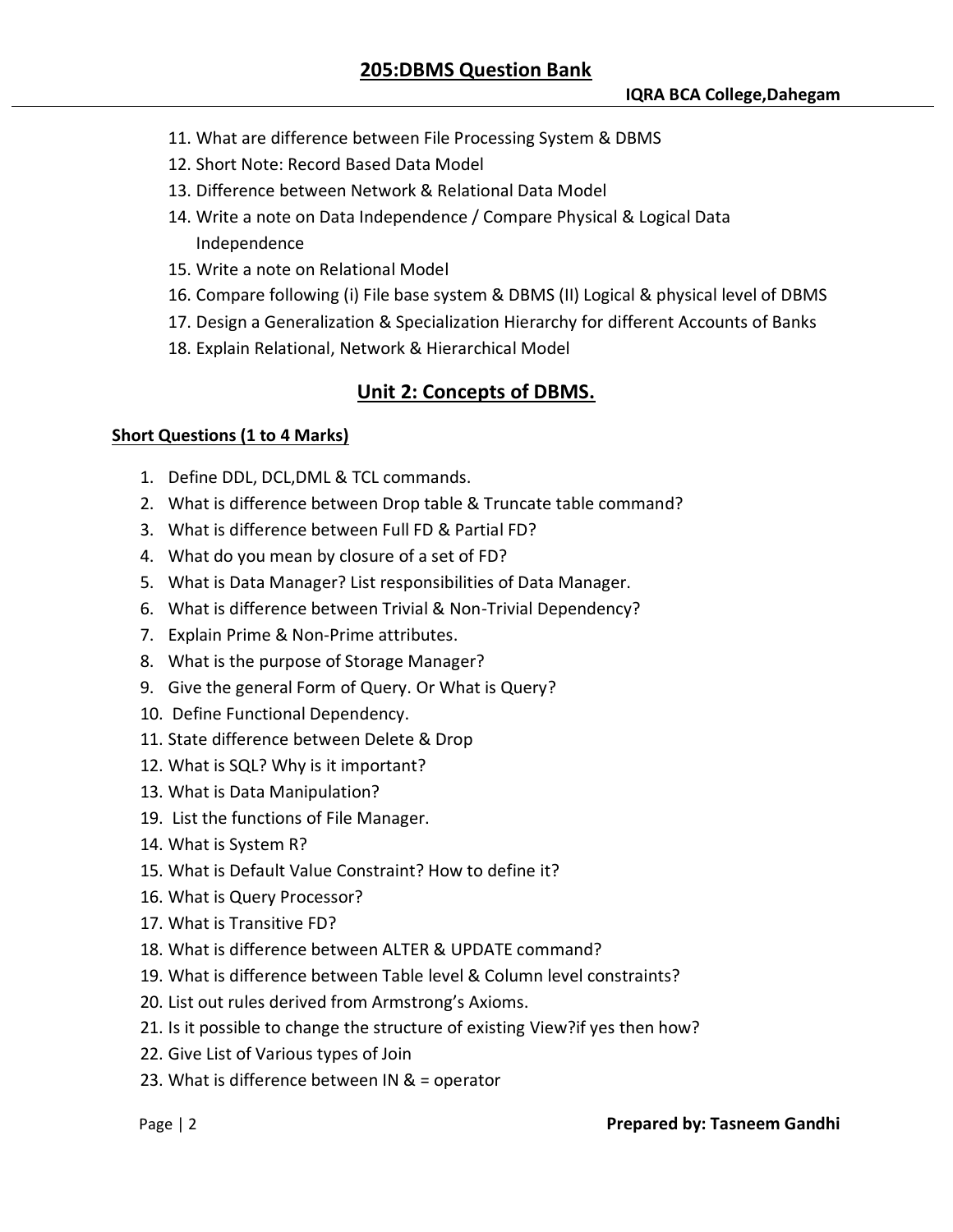11. What are difference between File Processing System & DBMS
12. Short Note: Record Based Data Model
13. Difference between Network & Relational Data Model
14. Write a note on Data Independence / Compare Physical & Logical Data Independence
15. Write a note on Relational Model
16. Compare following (i) File base system & DBMS (II) Logical & physical level of DBMS
17. Design a Generalization & Specialization Hierarchy for different Accounts of Banks
18. Explain Relational, Network & Hierarchical Model

## Unit 2: Concepts of DBMS.

**Short Questions (1 to 4 Marks)**

1. Define DDL, DCL,DML & TCL commands.
2. What is difference between Drop table & Truncate table command?
3. What is difference between Full FD & Partial FD?
4. What do you mean by closure of a set of FD?
5. What is Data Manager? List responsibilities of Data Manager.
6. What is difference between Trivial & Non-Trivial Dependency?
7. Explain Prime & Non-Prime attributes.
8. What is the purpose of Storage Manager?
9. Give the general Form of Query. Or What is Query?
10. Define Functional Dependency.
11. State difference between Delete & Drop
12. What is SQL? Why is it important?
13. What is Data Manipulation?
19. List the functions of File Manager.
14. What is System R?
15. What is Default Value Constraint? How to define it?
16. What is Query Processor?
17. What is Transitive FD?
18. What is difference between ALTER & UPDATE command?
19. What is difference between Table level & Column level constraints?
20. List out rules derived from Armstrong's Axioms.
21. Is it possible to change the structure of existing View?if yes then how?
22. Give List of Various types of Join
23. What is difference between IN & = operator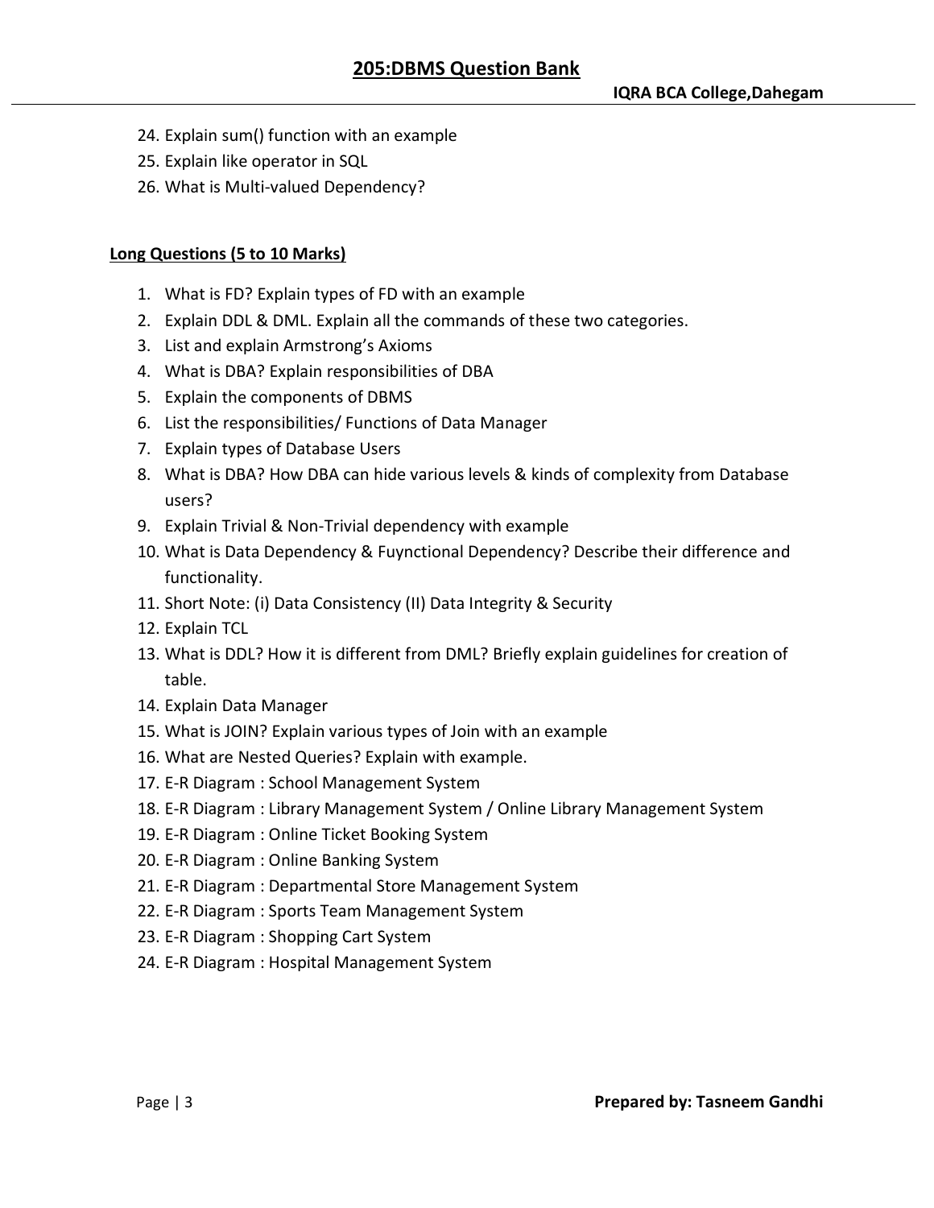24. Explain sum() function with an example
25. Explain like operator in SQL
26. What is Multi-valued Dependency?

**Long Questions (5 to 10 Marks)**

1. What is FD? Explain types of FD with an example
2. Explain DDL & DML. Explain all the commands of these two categories.
3. List and explain Armstrong's Axioms
4. What is DBA? Explain responsibilities of DBA
5. Explain the components of DBMS
6. List the responsibilities/ Functions of Data Manager
7. Explain types of Database Users
8. What is DBA? How DBA can hide various levels & kinds of complexity from Database users?
9. Explain Trivial & Non-Trivial dependency with example
10. What is Data Dependency & Fuynctional Dependency? Describe their difference and functionality.
11. Short Note: (i) Data Consistency (II) Data Integrity & Security
12. Explain TCL
13. What is DDL? How it is different from DML? Briefly explain guidelines for creation of table.
14. Explain Data Manager
15. What is JOIN? Explain various types of Join with an example
16. What are Nested Queries? Explain with example.
17. E-R Diagram : School Management System
18. E-R Diagram : Library Management System / Online Library Management System
19. E-R Diagram : Online Ticket Booking System
20. E-R Diagram : Online Banking System
21. E-R Diagram : Departmental Store Management System
22. E-R Diagram : Sports Team Management System
23. E-R Diagram : Shopping Cart System
24. E-R Diagram : Hospital Management System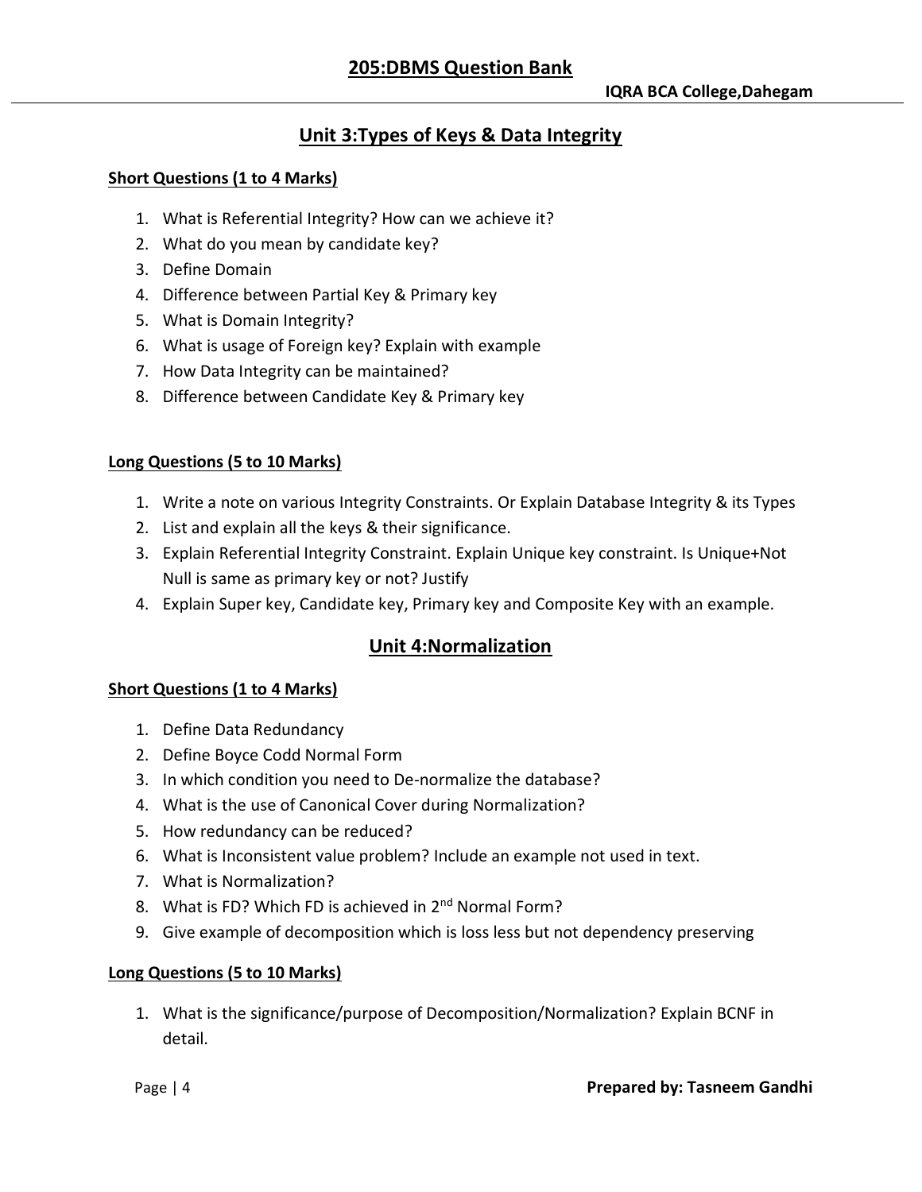## Unit 3:Types of Keys & Data Integrity

**Short Questions (1 to 4 Marks)**

1. What is Referential Integrity? How can we achieve it?
2. What do you mean by candidate key?
3. Define Domain
4. Difference between Partial Key & Primary key
5. What is Domain Integrity?
6. What is usage of Foreign key? Explain with example
7. How Data Integrity can be maintained?
8. Difference between Candidate Key & Primary key

**Long Questions (5 to 10 Marks)**

1. Write a note on various Integrity Constraints. Or Explain Database Integrity & its Types
2. List and explain all the keys & their significance.
3. Explain Referential Integrity Constraint. Explain Unique key constraint. Is Unique+Not Null is same as primary key or not? Justify
4. Explain Super key, Candidate key, Primary key and Composite Key with an example.

## Unit 4:Normalization

**Short Questions (1 to 4 Marks)**

1. Define Data Redundancy
2. Define Boyce Codd Normal Form
3. In which condition you need to De-normalize the database?
4. What is the use of Canonical Cover during Normalization?
5. How redundancy can be reduced?
6. What is Inconsistent value problem? Include an example not used in text.
7. What is Normalization?
8. What is FD? Which FD is achieved in $2^{nd}$ Normal Form?
9. Give example of decomposition which is loss less but not dependency preserving

**Long Questions (5 to 10 Marks)**

1. What is the significance/purpose of Decomposition/Normalization? Explain BCNF in detail.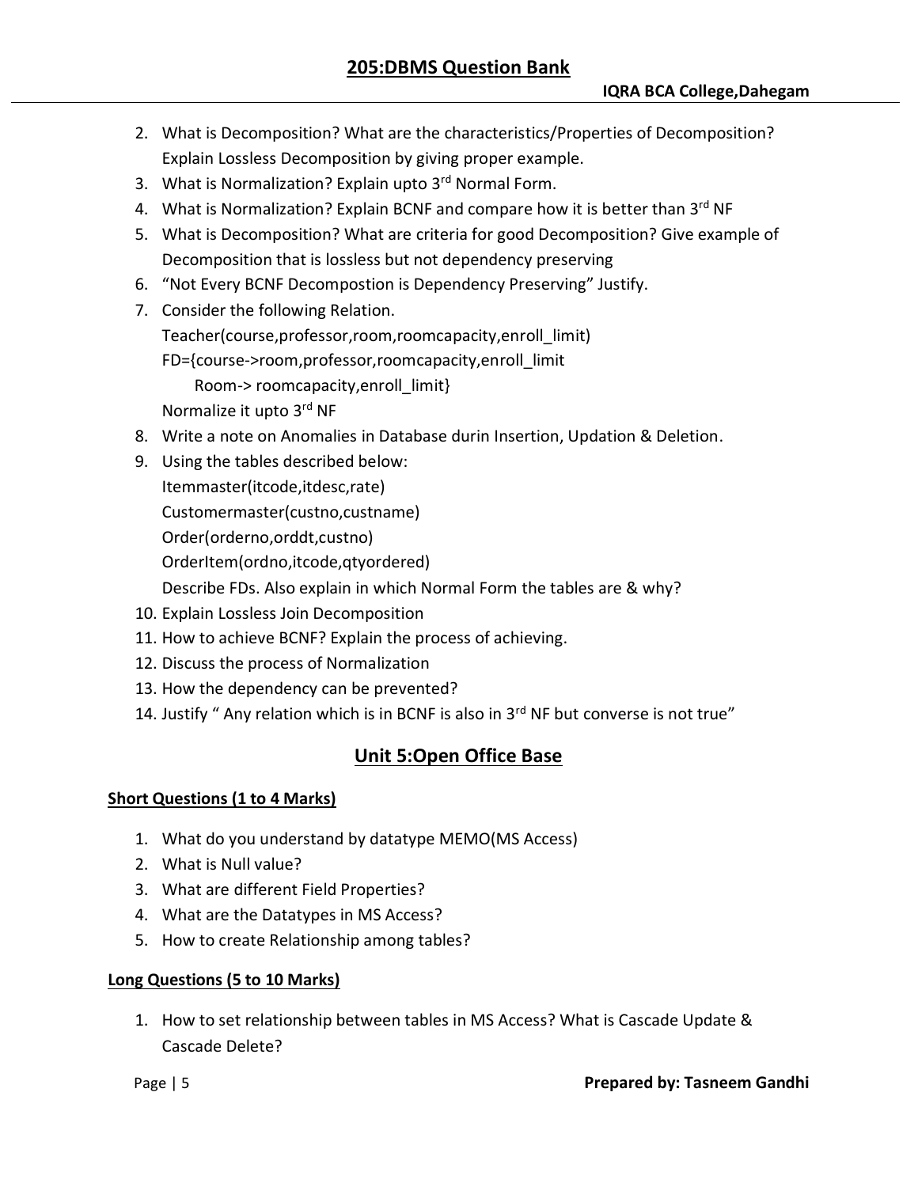2. What is Decomposition? What are the characteristics/Properties of Decomposition? Explain Lossless Decomposition by giving proper example.
3. What is Normalization? Explain upto 3rd Normal Form.
4. What is Normalization? Explain BCNF and compare how it is better than 3rd NF
5. What is Decomposition? What are criteria for good Decomposition? Give example of Decomposition that is lossless but not dependency preserving
6. "Not Every BCNF Decompostion is Dependency Preserving" Justify.
7. Consider the following Relation.
   Teacher(course,professor,room,roomcapacity,enroll_limit)
   FD={course->room,professor,roomcapacity,enroll_limit
   Room-> roomcapacity,enroll_limit}
   Normalize it upto 3rd NF
8. Write a note on Anomalies in Database durin Insertion, Updation & Deletion.
9. Using the tables described below:
   Itemmaster(itcode,itdesc,rate)
   Customermaster(custno,custname)
   Order(orderno,orddt,custno)
   OrderItem(ordno,itcode,qtyordered)
   Describe FDs. Also explain in which Normal Form the tables are & why?
10. Explain Lossless Join Decomposition
11. How to achieve BCNF? Explain the process of achieving.
12. Discuss the process of Normalization
13. How the dependency can be prevented?
14. Justify " Any relation which is in BCNF is also in 3rd NF but converse is not true"

## Unit 5:Open Office Base

**Short Questions (1 to 4 Marks)**

1. What do you understand by datatype MEMO(MS Access)
2. What is Null value?
3. What are different Field Properties?
4. What are the Datatypes in MS Access?
5. How to create Relationship among tables?

**Long Questions (5 to 10 Marks)**

1. How to set relationship between tables in MS Access? What is Cascade Update & Cascade Delete?